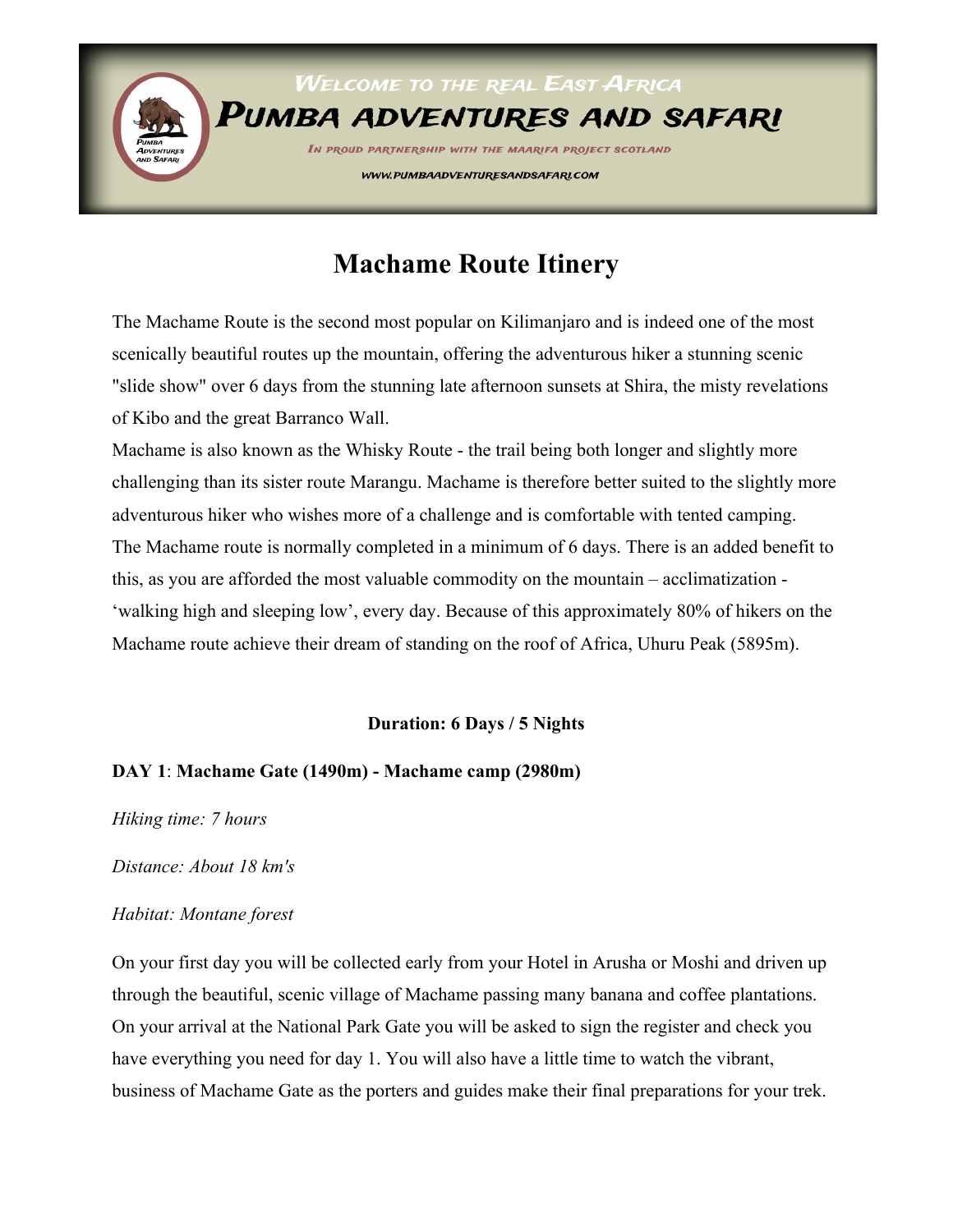WELCOME TO THE REAL EAST AFRICA

PUMBA ADVENTURES AND SAFARI

IN PROUD PARTNERSHIP WITH THE MAARIFA PROJECT SCOTLAND

WWW.PUMBAADVENTURESANDSAFARI.COM

# Machame Route Itinery

The Machame Route is the second most popular on Kilimanjaro and is indeed one of the most scenically beautiful routes up the mountain, offering the adventurous hiker a stunning scenic "slide show" over 6 days from the stunning late afternoon sunsets at Shira, the misty revelations of Kibo and the great Barranco Wall.
Machame is also known as the Whisky Route - the trail being both longer and slightly more challenging than its sister route Marangu. Machame is therefore better suited to the slightly more adventurous hiker who wishes more of a challenge and is comfortable with tented camping.
The Machame route is normally completed in a minimum of 6 days. There is an added benefit to this, as you are afforded the most valuable commodity on the mountain – acclimatization - 'walking high and sleeping low', every day. Because of this approximately 80% of hikers on the Machame route achieve their dream of standing on the roof of Africa, Uhuru Peak (5895m).

**Duration: 6 Days / 5 Nights**

**DAY 1**: **Machame Gate (1490m) - Machame camp (2980m)**

*Hiking time: 7 hours*

*Distance: About 18 km's*

*Habitat: Montane forest*

On your first day you will be collected early from your Hotel in Arusha or Moshi and driven up through the beautiful, scenic village of Machame passing many banana and coffee plantations. On your arrival at the National Park Gate you will be asked to sign the register and check you have everything you need for day 1. You will also have a little time to watch the vibrant, business of Machame Gate as the porters and guides make their final preparations for your trek.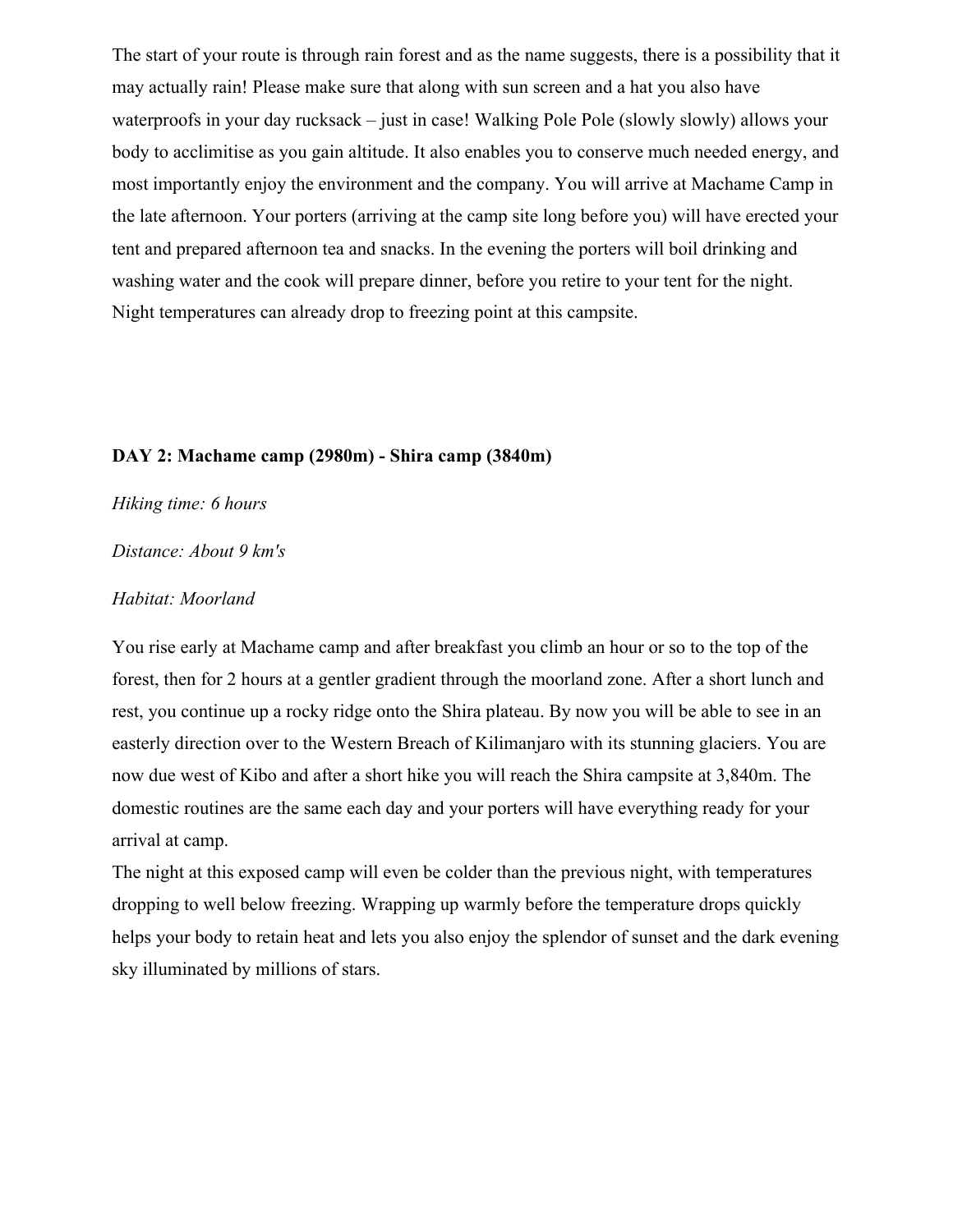The start of your route is through rain forest and as the name suggests, there is a possibility that it may actually rain! Please make sure that along with sun screen and a hat you also have waterproofs in your day rucksack – just in case! Walking Pole Pole (slowly slowly) allows your body to acclimitise as you gain altitude. It also enables you to conserve much needed energy, and most importantly enjoy the environment and the company. You will arrive at Machame Camp in the late afternoon. Your porters (arriving at the camp site long before you) will have erected your tent and prepared afternoon tea and snacks. In the evening the porters will boil drinking and washing water and the cook will prepare dinner, before you retire to your tent for the night. Night temperatures can already drop to freezing point at this campsite.

**DAY 2: Machame camp (2980m) - Shira camp (3840m)**

*Hiking time: 6 hours*

*Distance: About 9 km's*

*Habitat: Moorland*

You rise early at Machame camp and after breakfast you climb an hour or so to the top of the forest, then for 2 hours at a gentler gradient through the moorland zone. After a short lunch and rest, you continue up a rocky ridge onto the Shira plateau. By now you will be able to see in an easterly direction over to the Western Breach of Kilimanjaro with its stunning glaciers. You are now due west of Kibo and after a short hike you will reach the Shira campsite at 3,840m. The domestic routines are the same each day and your porters will have everything ready for your arrival at camp.

The night at this exposed camp will even be colder than the previous night, with temperatures dropping to well below freezing. Wrapping up warmly before the temperature drops quickly helps your body to retain heat and lets you also enjoy the splendor of sunset and the dark evening sky illuminated by millions of stars.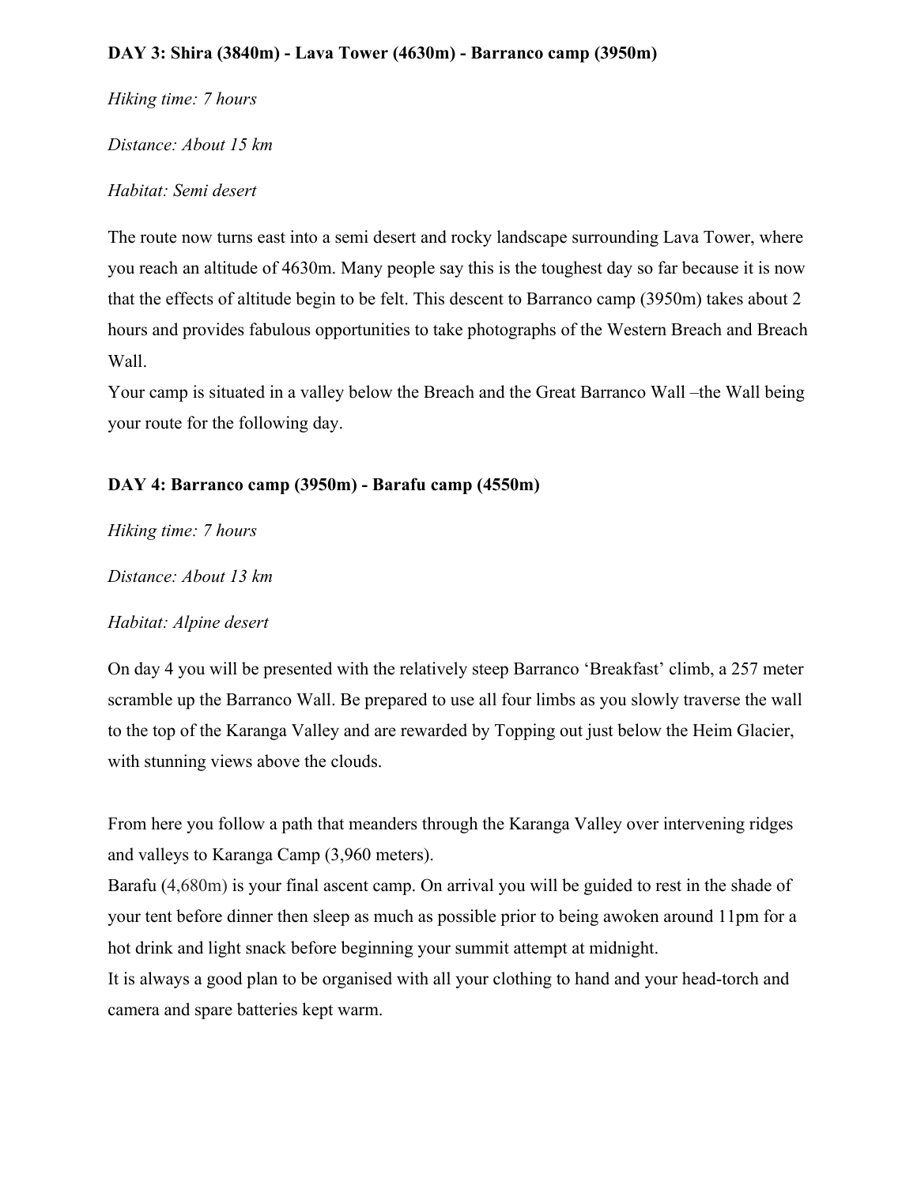**DAY 3: Shira (3840m) - Lava Tower (4630m) - Barranco camp (3950m)**

*Hiking time: 7 hours*

*Distance: About 15 km*

*Habitat: Semi desert*

The route now turns east into a semi desert and rocky landscape surrounding Lava Tower, where you reach an altitude of 4630m. Many people say this is the toughest day so far because it is now that the effects of altitude begin to be felt. This descent to Barranco camp (3950m) takes about 2 hours and provides fabulous opportunities to take photographs of the Western Breach and Breach Wall.

Your camp is situated in a valley below the Breach and the Great Barranco Wall –the Wall being your route for the following day.

**DAY 4: Barranco camp (3950m) - Barafu camp (4550m)**

*Hiking time: 7 hours*

*Distance: About 13 km*

*Habitat: Alpine desert*

On day 4 you will be presented with the relatively steep Barranco 'Breakfast' climb, a 257 meter scramble up the Barranco Wall. Be prepared to use all four limbs as you slowly traverse the wall to the top of the Karanga Valley and are rewarded by Topping out just below the Heim Glacier, with stunning views above the clouds.

From here you follow a path that meanders through the Karanga Valley over intervening ridges and valleys to Karanga Camp (3,960 meters).

Barafu (4,680m) is your final ascent camp. On arrival you will be guided to rest in the shade of your tent before dinner then sleep as much as possible prior to being awoken around 11pm for a hot drink and light snack before beginning your summit attempt at midnight.

It is always a good plan to be organised with all your clothing to hand and your head-torch and camera and spare batteries kept warm.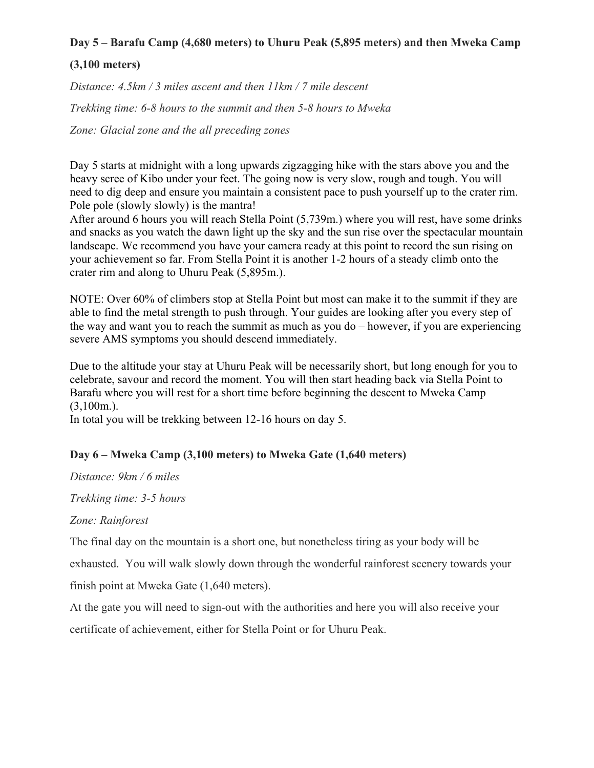**Day 5 – Barafu Camp (4,680 meters) to Uhuru Peak (5,895 meters) and then Mweka Camp (3,100 meters)**

*Distance: 4.5km / 3 miles ascent and then 11km / 7 mile descent*

*Trekking time: 6-8 hours to the summit and then 5-8 hours to Mweka*

*Zone: Glacial zone and the all preceding zones*

Day 5 starts at midnight with a long upwards zigzagging hike with the stars above you and the heavy scree of Kibo under your feet. The going now is very slow, rough and tough. You will need to dig deep and ensure you maintain a consistent pace to push yourself up to the crater rim. Pole pole (slowly slowly) is the mantra!

After around 6 hours you will reach Stella Point (5,739m.) where you will rest, have some drinks and snacks as you watch the dawn light up the sky and the sun rise over the spectacular mountain landscape. We recommend you have your camera ready at this point to record the sun rising on your achievement so far. From Stella Point it is another 1-2 hours of a steady climb onto the crater rim and along to Uhuru Peak (5,895m.).

NOTE: Over 60% of climbers stop at Stella Point but most can make it to the summit if they are able to find the metal strength to push through. Your guides are looking after you every step of the way and want you to reach the summit as much as you do – however, if you are experiencing severe AMS symptoms you should descend immediately.

Due to the altitude your stay at Uhuru Peak will be necessarily short, but long enough for you to celebrate, savour and record the moment. You will then start heading back via Stella Point to Barafu where you will rest for a short time before beginning the descent to Mweka Camp (3,100m.).

In total you will be trekking between 12-16 hours on day 5.

**Day 6 – Mweka Camp (3,100 meters) to Mweka Gate (1,640 meters)**

*Distance: 9km / 6 miles*

*Trekking time: 3-5 hours*

*Zone: Rainforest*

The final day on the mountain is a short one, but nonetheless tiring as your body will be exhausted. You will walk slowly down through the wonderful rainforest scenery towards your finish point at Mweka Gate (1,640 meters).

At the gate you will need to sign-out with the authorities and here you will also receive your certificate of achievement, either for Stella Point or for Uhuru Peak.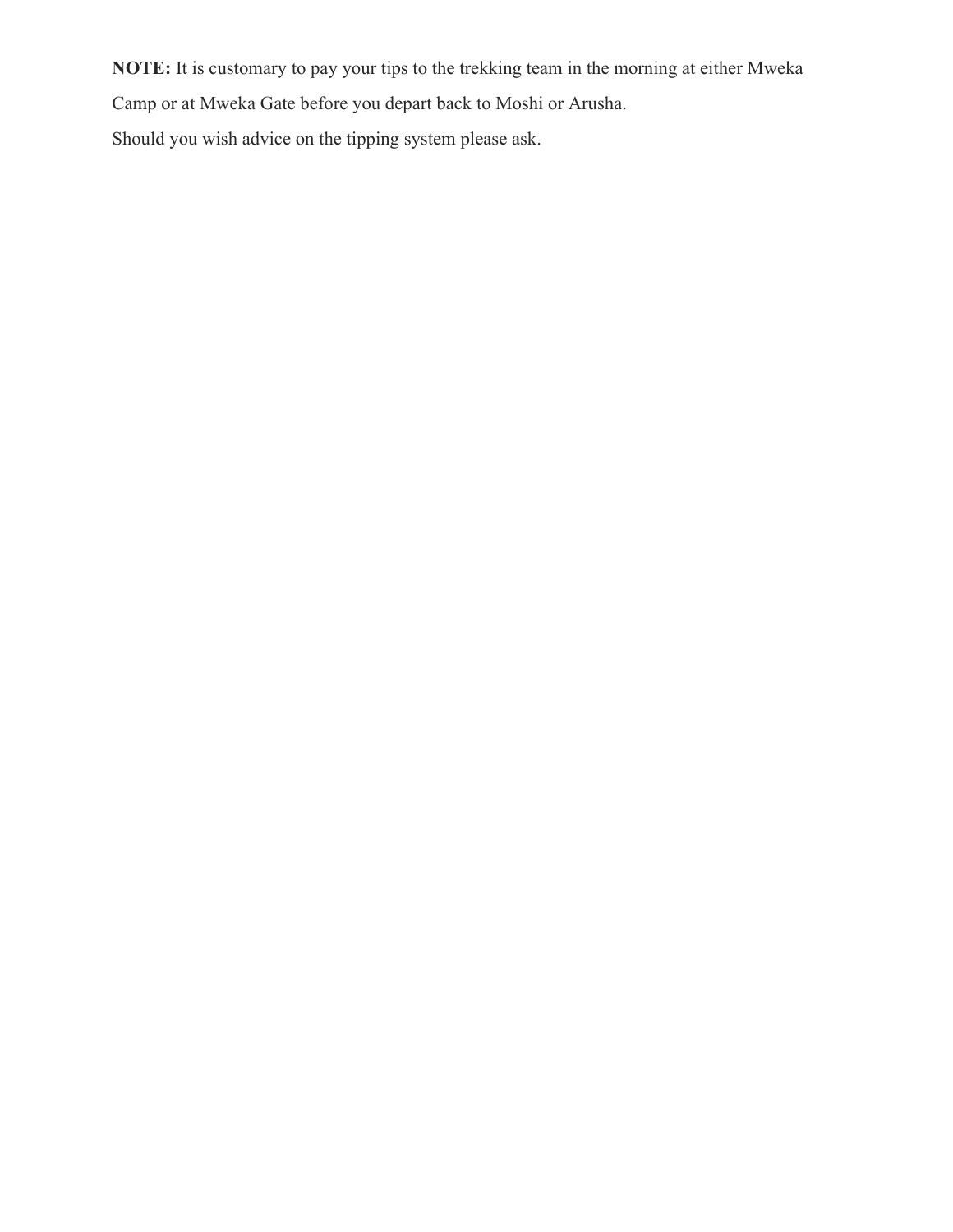**NOTE:** It is customary to pay your tips to the trekking team in the morning at either Mweka Camp or at Mweka Gate before you depart back to Moshi or Arusha.

Should you wish advice on the tipping system please ask.